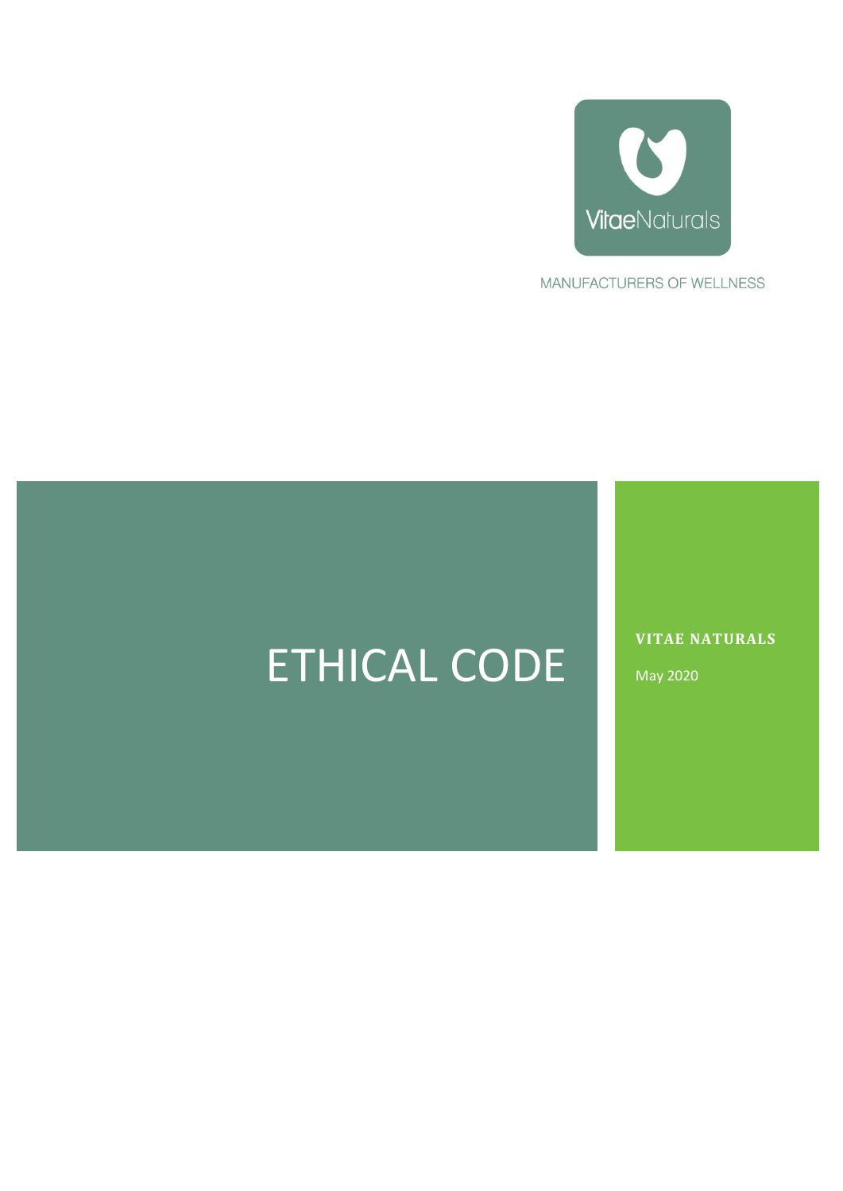VitaeNaturals

MANUFACTURERS OF WELLNESS

# ETHICAL CODE

**VITAE NATURALS**

May 2020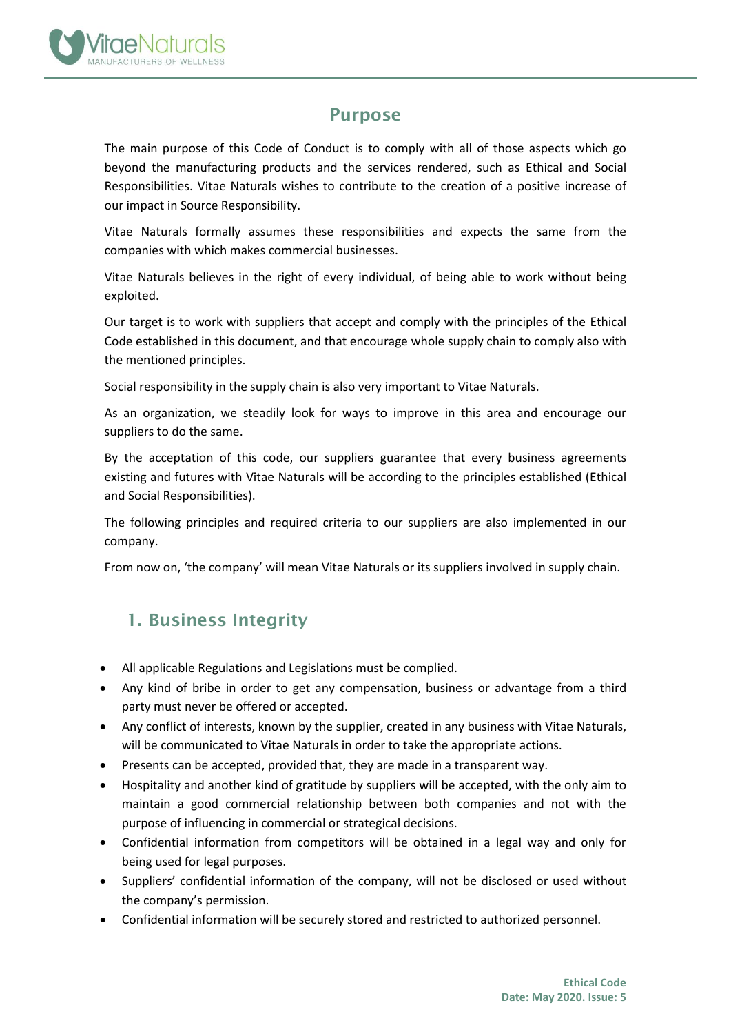## Purpose

The main purpose of this Code of Conduct is to comply with all of those aspects which go beyond the manufacturing products and the services rendered, such as Ethical and Social Responsibilities. Vitae Naturals wishes to contribute to the creation of a positive increase of our impact in Source Responsibility.

Vitae Naturals formally assumes these responsibilities and expects the same from the companies with which makes commercial businesses.

Vitae Naturals believes in the right of every individual, of being able to work without being exploited.

Our target is to work with suppliers that accept and comply with the principles of the Ethical Code established in this document, and that encourage whole supply chain to comply also with the mentioned principles.

Social responsibility in the supply chain is also very important to Vitae Naturals.

As an organization, we steadily look for ways to improve in this area and encourage our suppliers to do the same.

By the acceptation of this code, our suppliers guarantee that every business agreements existing and futures with Vitae Naturals will be according to the principles established (Ethical and Social Responsibilities).

The following principles and required criteria to our suppliers are also implemented in our company.

From now on, 'the company' will mean Vitae Naturals or its suppliers involved in supply chain.

## 1. Business Integrity

- All applicable Regulations and Legislations must be complied.
- Any kind of bribe in order to get any compensation, business or advantage from a third party must never be offered or accepted.
- Any conflict of interests, known by the supplier, created in any business with Vitae Naturals, will be communicated to Vitae Naturals in order to take the appropriate actions.
- Presents can be accepted, provided that, they are made in a transparent way.
- Hospitality and another kind of gratitude by suppliers will be accepted, with the only aim to maintain a good commercial relationship between both companies and not with the purpose of influencing in commercial or strategical decisions.
- Confidential information from competitors will be obtained in a legal way and only for being used for legal purposes.
- Suppliers' confidential information of the company, will not be disclosed or used without the company's permission.
- Confidential information will be securely stored and restricted to authorized personnel.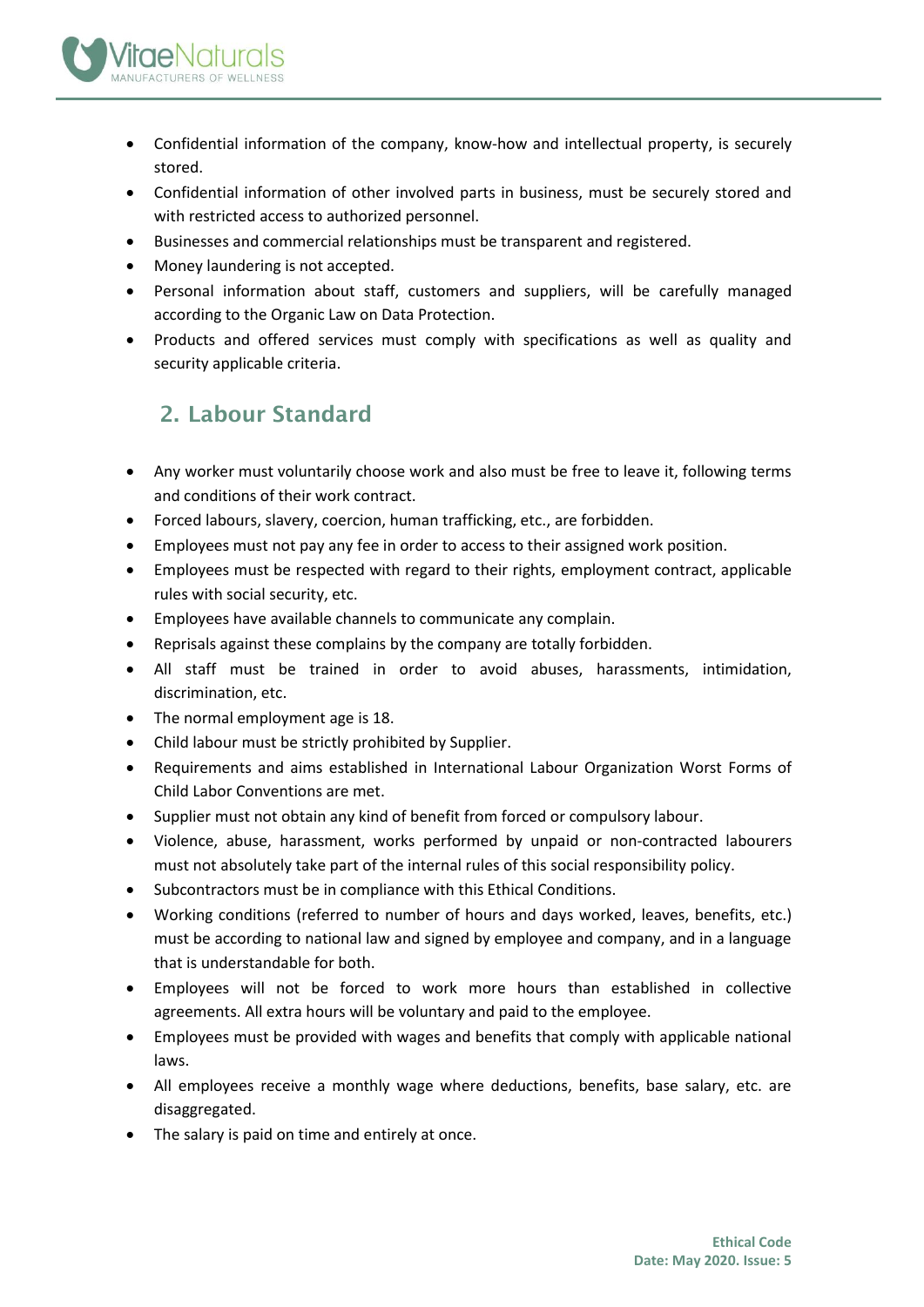- Confidential information of the company, know-how and intellectual property, is securely stored.
- Confidential information of other involved parts in business, must be securely stored and with restricted access to authorized personnel.
- Businesses and commercial relationships must be transparent and registered.
- Money laundering is not accepted.
- Personal information about staff, customers and suppliers, will be carefully managed according to the Organic Law on Data Protection.
- Products and offered services must comply with specifications as well as quality and security applicable criteria.

## 2. Labour Standard

- Any worker must voluntarily choose work and also must be free to leave it, following terms and conditions of their work contract.
- Forced labours, slavery, coercion, human trafficking, etc., are forbidden.
- Employees must not pay any fee in order to access to their assigned work position.
- Employees must be respected with regard to their rights, employment contract, applicable rules with social security, etc.
- Employees have available channels to communicate any complain.
- Reprisals against these complains by the company are totally forbidden.
- All staff must be trained in order to avoid abuses, harassments, intimidation, discrimination, etc.
- The normal employment age is 18.
- Child labour must be strictly prohibited by Supplier.
- Requirements and aims established in International Labour Organization Worst Forms of Child Labor Conventions are met.
- Supplier must not obtain any kind of benefit from forced or compulsory labour.
- Violence, abuse, harassment, works performed by unpaid or non-contracted labourers must not absolutely take part of the internal rules of this social responsibility policy.
- Subcontractors must be in compliance with this Ethical Conditions.
- Working conditions (referred to number of hours and days worked, leaves, benefits, etc.) must be according to national law and signed by employee and company, and in a language that is understandable for both.
- Employees will not be forced to work more hours than established in collective agreements. All extra hours will be voluntary and paid to the employee.
- Employees must be provided with wages and benefits that comply with applicable national laws.
- All employees receive a monthly wage where deductions, benefits, base salary, etc. are disaggregated.
- The salary is paid on time and entirely at once.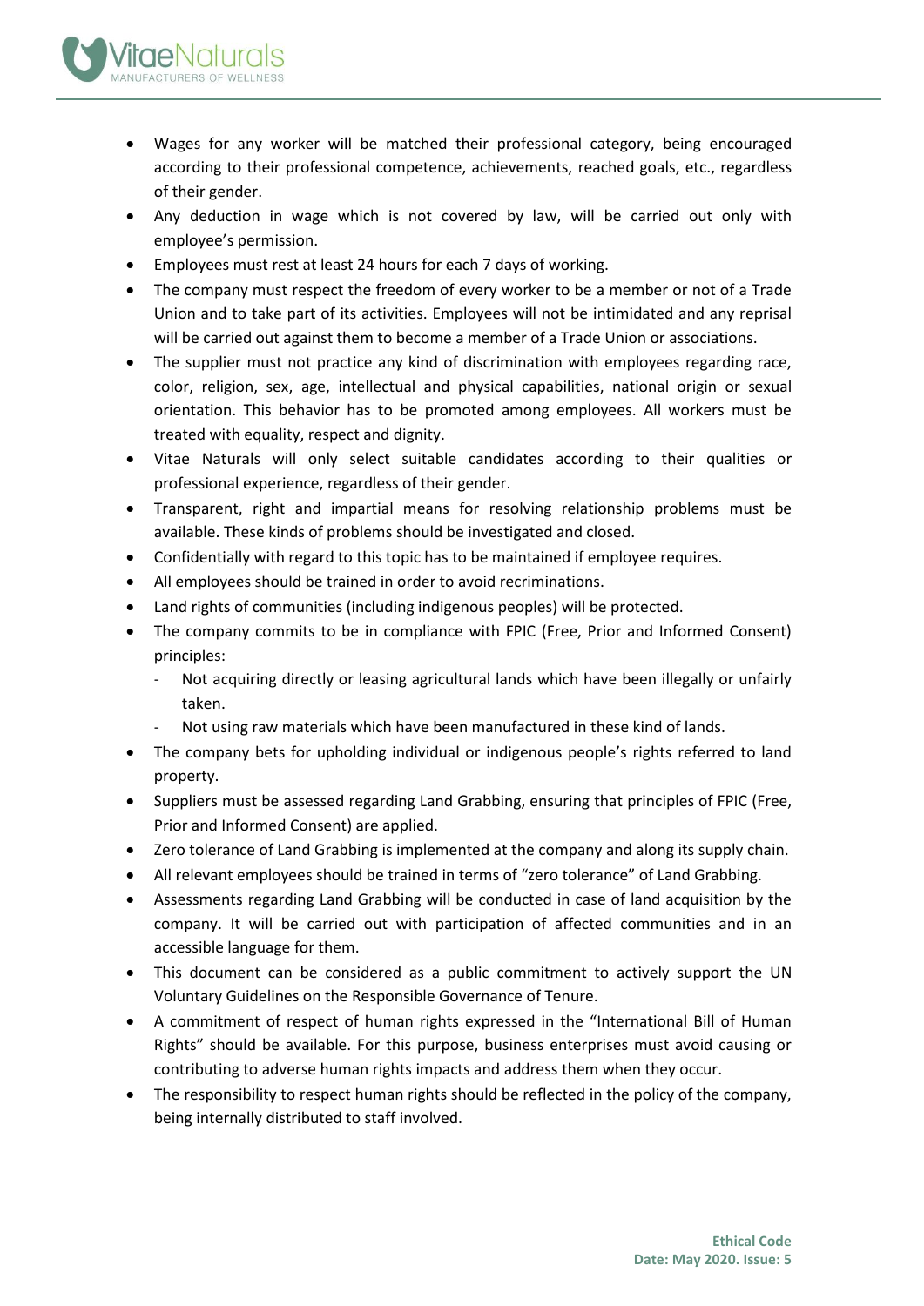- Wages for any worker will be matched their professional category, being encouraged according to their professional competence, achievements, reached goals, etc., regardless of their gender.
- Any deduction in wage which is not covered by law, will be carried out only with employee's permission.
- Employees must rest at least 24 hours for each 7 days of working.
- The company must respect the freedom of every worker to be a member or not of a Trade Union and to take part of its activities. Employees will not be intimidated and any reprisal will be carried out against them to become a member of a Trade Union or associations.
- The supplier must not practice any kind of discrimination with employees regarding race, color, religion, sex, age, intellectual and physical capabilities, national origin or sexual orientation. This behavior has to be promoted among employees. All workers must be treated with equality, respect and dignity.
- Vitae Naturals will only select suitable candidates according to their qualities or professional experience, regardless of their gender.
- Transparent, right and impartial means for resolving relationship problems must be available. These kinds of problems should be investigated and closed.
- Confidentially with regard to this topic has to be maintained if employee requires.
- All employees should be trained in order to avoid recriminations.
- Land rights of communities (including indigenous peoples) will be protected.
- The company commits to be in compliance with FPIC (Free, Prior and Informed Consent) principles:
  - Not acquiring directly or leasing agricultural lands which have been illegally or unfairly taken.
  - Not using raw materials which have been manufactured in these kind of lands.
- The company bets for upholding individual or indigenous people's rights referred to land property.
- Suppliers must be assessed regarding Land Grabbing, ensuring that principles of FPIC (Free, Prior and Informed Consent) are applied.
- Zero tolerance of Land Grabbing is implemented at the company and along its supply chain.
- All relevant employees should be trained in terms of "zero tolerance" of Land Grabbing.
- Assessments regarding Land Grabbing will be conducted in case of land acquisition by the company. It will be carried out with participation of affected communities and in an accessible language for them.
- This document can be considered as a public commitment to actively support the UN Voluntary Guidelines on the Responsible Governance of Tenure.
- A commitment of respect of human rights expressed in the "International Bill of Human Rights" should be available. For this purpose, business enterprises must avoid causing or contributing to adverse human rights impacts and address them when they occur.
- The responsibility to respect human rights should be reflected in the policy of the company, being internally distributed to staff involved.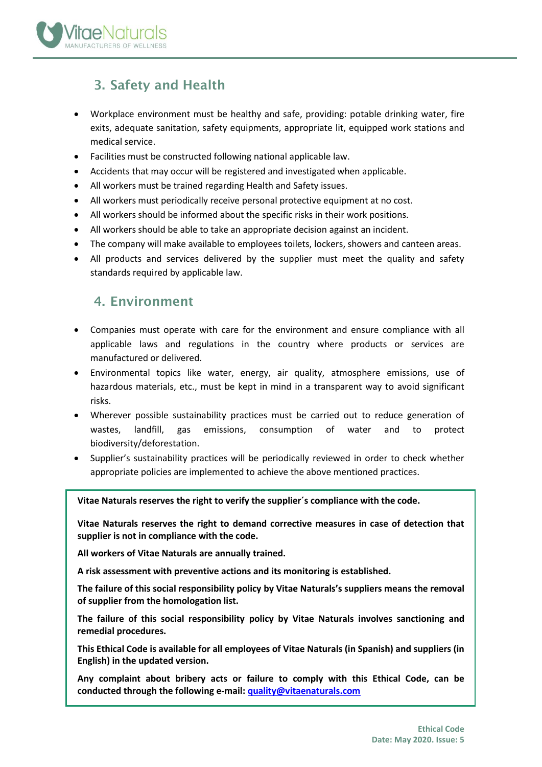## 3. Safety and Health

- Workplace environment must be healthy and safe, providing: potable drinking water, fire exits, adequate sanitation, safety equipments, appropriate lit, equipped work stations and medical service.
- Facilities must be constructed following national applicable law.
- Accidents that may occur will be registered and investigated when applicable.
- All workers must be trained regarding Health and Safety issues.
- All workers must periodically receive personal protective equipment at no cost.
- All workers should be informed about the specific risks in their work positions.
- All workers should be able to take an appropriate decision against an incident.
- The company will make available to employees toilets, lockers, showers and canteen areas.
- All products and services delivered by the supplier must meet the quality and safety standards required by applicable law.

## 4. Environment

- Companies must operate with care for the environment and ensure compliance with all applicable laws and regulations in the country where products or services are manufactured or delivered.
- Environmental topics like water, energy, air quality, atmosphere emissions, use of hazardous materials, etc., must be kept in mind in a transparent way to avoid significant risks.
- Wherever possible sustainability practices must be carried out to reduce generation of wastes, landfill, gas emissions, consumption of water and to protect biodiversity/deforestation.
- Supplier's sustainability practices will be periodically reviewed in order to check whether appropriate policies are implemented to achieve the above mentioned practices.

**Vitae Naturals reserves the right to verify the supplier´s compliance with the code.**

**Vitae Naturals reserves the right to demand corrective measures in case of detection that supplier is not in compliance with the code.**

**All workers of Vitae Naturals are annually trained.**

**A risk assessment with preventive actions and its monitoring is established.**

**The failure of this social responsibility policy by Vitae Naturals's suppliers means the removal of supplier from the homologation list.**

**The failure of this social responsibility policy by Vitae Naturals involves sanctioning and remedial procedures.**

**This Ethical Code is available for all employees of Vitae Naturals (in Spanish) and suppliers (in English) in the updated version.**

**Any complaint about bribery acts or failure to comply with this Ethical Code, can be conducted through the following e-mail: quality@vitaenaturals.com**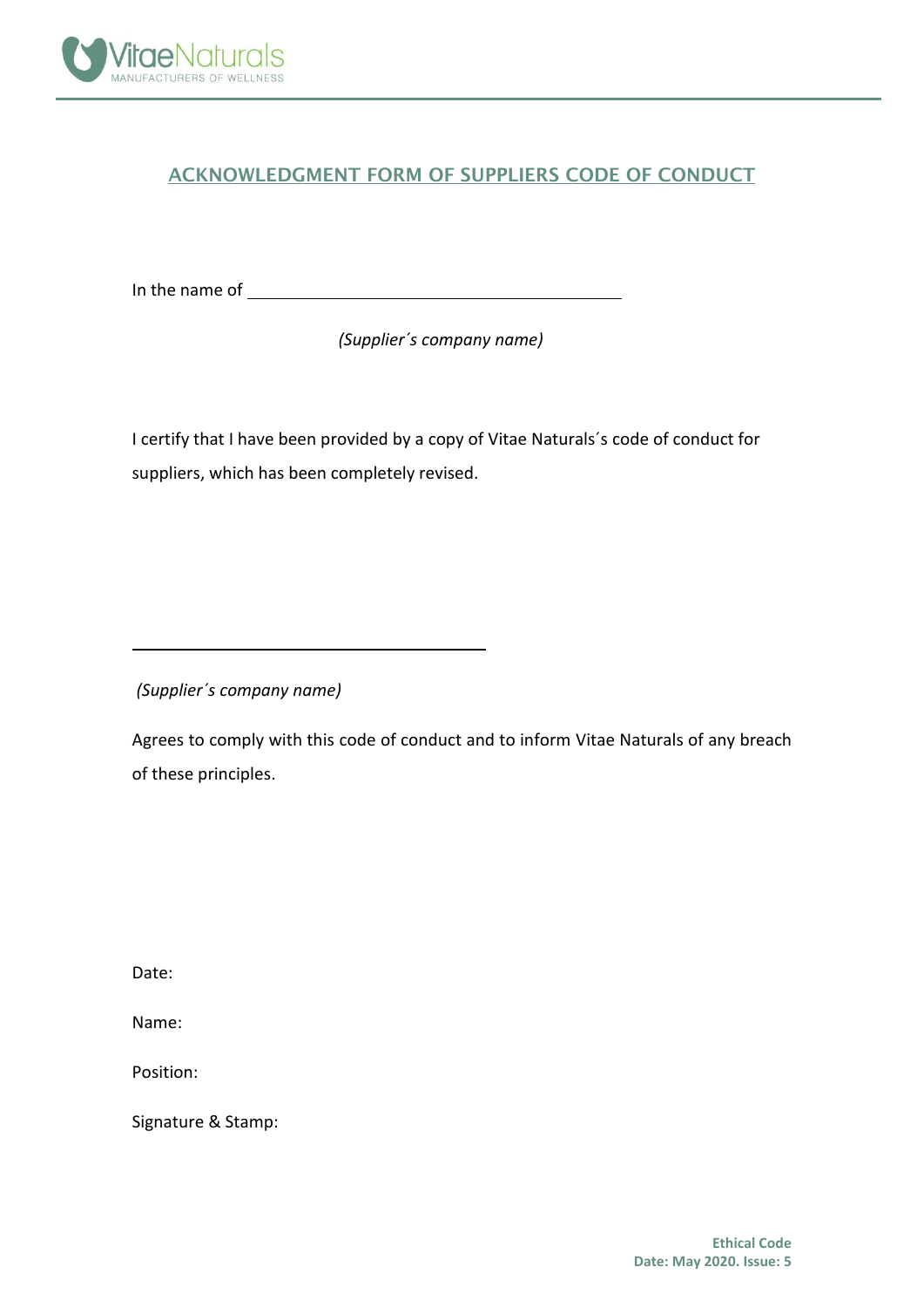## ACKNOWLEDGMENT FORM OF SUPPLIERS CODE OF CONDUCT

In the name of ________________________________

*(Supplier´s company name)*

I certify that I have been provided by a copy of Vitae Naturals´s code of conduct for suppliers, which has been completely revised.

________________________________

*(Supplier´s company name)*

Agrees to comply with this code of conduct and to inform Vitae Naturals of any breach of these principles.

Date:

Name:

Position:

Signature & Stamp: